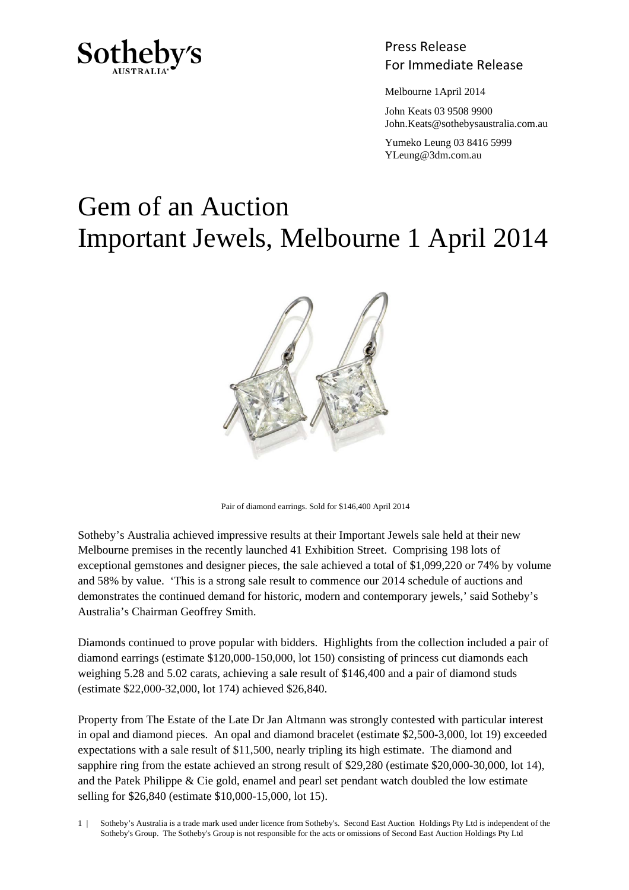Sotheby's
AUSTRALIA

Press Release
For Immediate Release

Melbourne 1April 2014

John Keats 03 9508 9900
John.Keats@sothebysaustralia.com.au

Yumeko Leung 03 8416 5999
YLeung@3dm.com.au

# Gem of an Auction
# Important Jewels, Melbourne 1 April 2014

Pair of diamond earrings. Sold for $146,400 April 2014

Sotheby's Australia achieved impressive results at their Important Jewels sale held at their new Melbourne premises in the recently launched 41 Exhibition Street. Comprising 198 lots of exceptional gemstones and designer pieces, the sale achieved a total of $1,099,220 or 74% by volume and 58% by value. 'This is a strong sale result to commence our 2014 schedule of auctions and demonstrates the continued demand for historic, modern and contemporary jewels,' said Sotheby's Australia's Chairman Geoffrey Smith.

Diamonds continued to prove popular with bidders. Highlights from the collection included a pair of diamond earrings (estimate $120,000-150,000, lot 150) consisting of princess cut diamonds each weighing 5.28 and 5.02 carats, achieving a sale result of $146,400 and a pair of diamond studs (estimate $22,000-32,000, lot 174) achieved $26,840.

Property from The Estate of the Late Dr Jan Altmann was strongly contested with particular interest in opal and diamond pieces. An opal and diamond bracelet (estimate $2,500-3,000, lot 19) exceeded expectations with a sale result of $11,500, nearly tripling its high estimate. The diamond and sapphire ring from the estate achieved an strong result of $29,280 (estimate $20,000-30,000, lot 14), and the Patek Philippe & Cie gold, enamel and pearl set pendant watch doubled the low estimate selling for $26,840 (estimate $10,000-15,000, lot 15).

Sotheby's Australia is a trade mark used under licence from Sotheby's. Second East Auction Holdings Pty Ltd is independent of the Sotheby's Group. The Sotheby's Group is not responsible for the acts or omissions of Second East Auction Holdings Pty Ltd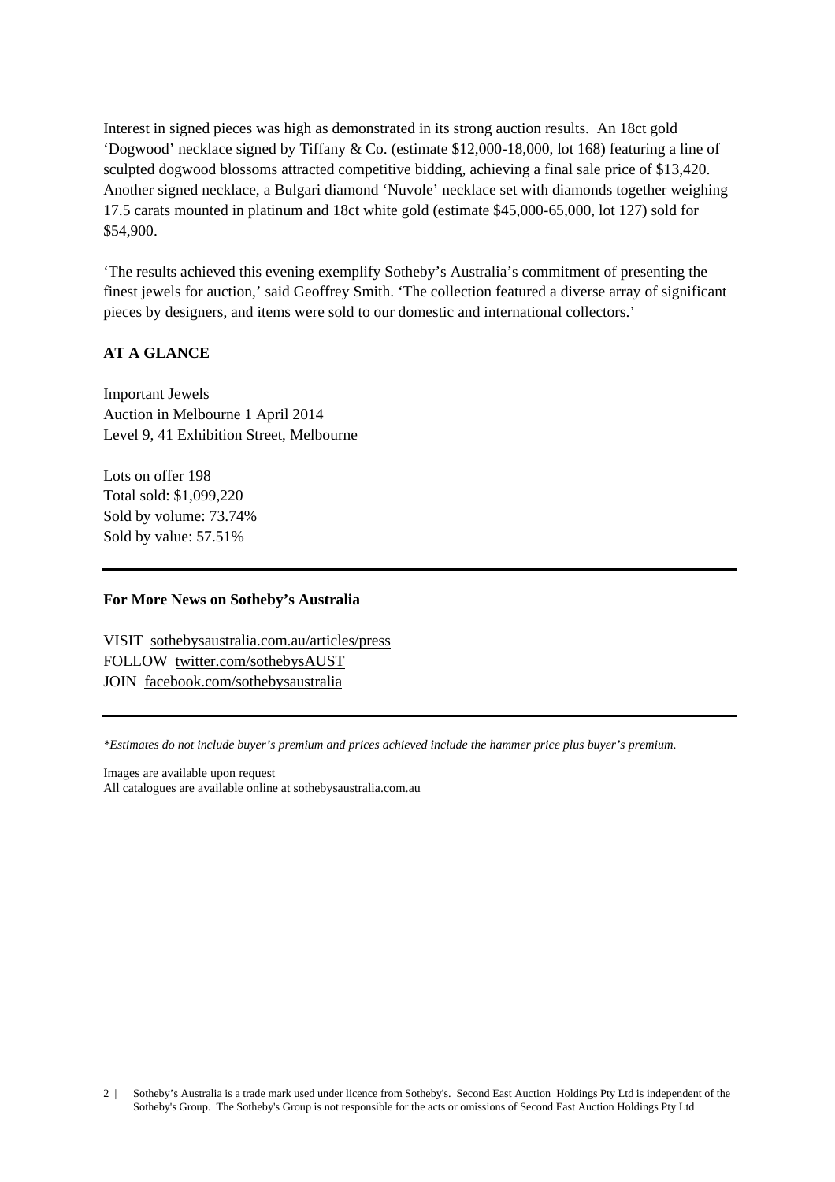Interest in signed pieces was high as demonstrated in its strong auction results. An 18ct gold 'Dogwood' necklace signed by Tiffany & Co. (estimate $12,000-18,000, lot 168) featuring a line of sculpted dogwood blossoms attracted competitive bidding, achieving a final sale price of $13,420. Another signed necklace, a Bulgari diamond 'Nuvole' necklace set with diamonds together weighing 17.5 carats mounted in platinum and 18ct white gold (estimate $45,000-65,000, lot 127) sold for $54,900.

'The results achieved this evening exemplify Sotheby's Australia's commitment of presenting the finest jewels for auction,' said Geoffrey Smith. 'The collection featured a diverse array of significant pieces by designers, and items were sold to our domestic and international collectors.'

**AT A GLANCE**

Important Jewels
Auction in Melbourne 1 April 2014
Level 9, 41 Exhibition Street, Melbourne

Lots on offer 198
Total sold: $1,099,220
Sold by volume: 73.74%
Sold by value: 57.51%

---

**For More News on Sotheby's Australia**

VISIT sothebysaustralia.com.au/articles/press
FOLLOW twitter.com/sothebysAUST
JOIN facebook.com/sothebysaustralia

---

*\*Estimates do not include buyer's premium and prices achieved include the hammer price plus buyer's premium.*

Images are available upon request
All catalogues are available online at sothebysaustralia.com.au

Sotheby's Australia is a trade mark used under licence from Sotheby's. Second East Auction Holdings Pty Ltd is independent of the Sotheby's Group. The Sotheby's Group is not responsible for the acts or omissions of Second East Auction Holdings Pty Ltd